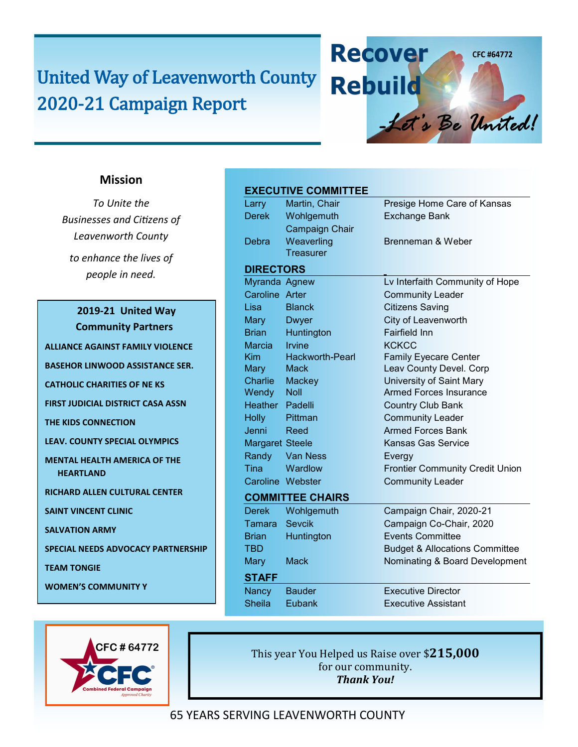# United Way of Leavenworth County 2020-21 Campaign Report

**Recover Rebuild**

CFC #64772

*-Let's Be United!*

## Mission

*To Unite the Businesses and Citizens of Leavenworth County to enhance the lives of people in need.*

### 2019-21 United Way Community Partners

- ALLIANCE AGAINST FAMILY VIOLENCE
- BASEHOR LINWOOD ASSISTANCE SER.
- CATHOLIC CHARITIES OF NE KS
- FIRST JUDICIAL DISTRICT CASA ASSN
- THE KIDS CONNECTION
- LEAV. COUNTY SPECIAL OLYMPICS
- MENTAL HEALTH AMERICA OF THE HEARTLAND
- RICHARD ALLEN CULTURAL CENTER
- SAINT VINCENT CLINIC
- SALVATION ARMY
- SPECIAL NEEDS ADVOCACY PARTNERSHIP
- TEAM TONGIE
- WOMEN'S COMMUNITY Y

### EXECUTIVE COMMITTEE

| | | |
|---|---|---|
| Larry | Martin, Chair | Presige Home Care of Kansas |
| Derek | Wohlgemuth Campaign Chair | Exchange Bank |
| Debra | Weaverling Treasurer | Brenneman & Weber |

### DIRECTORS

| | | |
|---|---|---|
| Myranda | Agnew | Lv Interfaith Community of Hope |
| Caroline | Arter | Community Leader |
| Lisa | Blanck | Citizens Saving |
| Mary | Dwyer | City of Leavenworth |
| Brian | Huntington | Fairfield Inn |
| Marcia | Irvine | KCKCC |
| Kim | Hackworth-Pearl | Family Eyecare Center |
| Mary | Mack | Leav County Devel. Corp |
| Charlie | Mackey | University of Saint Mary |
| Wendy | Noll | Armed Forces Insurance |
| Heather | Padelli | Country Club Bank |
| Holly | Pittman | Community Leader |
| Jenni | Reed | Armed Forces Bank |
| Margaret | Steele | Kansas Gas Service |
| Randy | Van Ness | Evergy |
| Tina | Wardlow | Frontier Community Credit Union |
| Caroline | Webster | Community Leader |

### COMMITTEE CHAIRS

| | | |
|---|---|---|
| Derek | Wohlgemuth | Campaign Chair, 2020-21 |
| Tamara | Sevcik | Campaign Co-Chair, 2020 |
| Brian | Huntington | Events Committee |
| TBD | | Budget & Allocations Committee |
| Mary | Mack | Nominating & Board Development |

### STAFF

| | | |
|---|---|---|
| Nancy | Bauder | Executive Director |
| Sheila | Eubank | Executive Assistant |

CFC # 64772 — Combined Federal Campaign Approved Charity

This year You Helped us Raise over $**215,000** for our community.
***Thank You!***

65 YEARS SERVING LEAVENWORTH COUNTY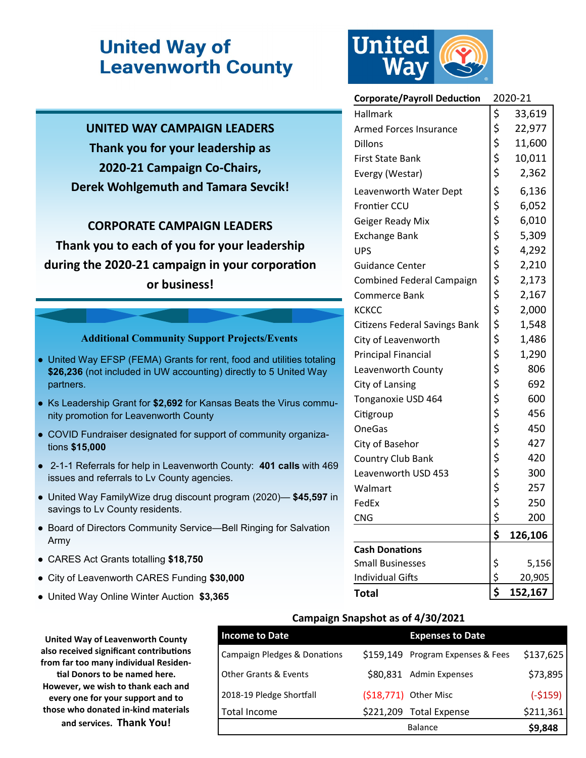# United Way of Leavenworth County

**UNITED WAY CAMPAIGN LEADERS**

**Thank you for your leadership as 2020-21 Campaign Co-Chairs, Derek Wohlgemuth and Tamara Sevcik!**

**CORPORATE CAMPAIGN LEADERS**

**Thank you to each of you for your leadership during the 2020-21 campaign in your corporation or business!**

### Additional Community Support Projects/Events

- United Way EFSP (FEMA) Grants for rent, food and utilities totaling **$26,236** (not included in UW accounting) directly to 5 United Way partners.
- Ks Leadership Grant for **$2,692** for Kansas Beats the Virus community promotion for Leavenworth County
- COVID Fundraiser designated for support of community organizations **$15,000**
- 2-1-1 Referrals for help in Leavenworth County: **401 calls** with 469 issues and referrals to Lv County agencies.
- United Way FamilyWize drug discount program (2020)— **$45,597** in savings to Lv County residents.
- Board of Directors Community Service—Bell Ringing for Salvation Army
- CARES Act Grants totalling **$18,750**
- City of Leavenworth CARES Funding **$30,000**
- United Way Online Winter Auction **$3,365**

| **Corporate/Payroll Deduction** | 2020-21 |
|---|---|
| Hallmark | $ 33,619 |
| Armed Forces Insurance | $ 22,977 |
| Dillons | $ 11,600 |
| First State Bank | $ 10,011 |
| Evergy (Westar) | $ 2,362 |
| Leavenworth Water Dept | $ 6,136 |
| Frontier CCU | $ 6,052 |
| Geiger Ready Mix | $ 6,010 |
| Exchange Bank | $ 5,309 |
| UPS | $ 4,292 |
| Guidance Center | $ 2,210 |
| Combined Federal Campaign | $ 2,173 |
| Commerce Bank | $ 2,167 |
| KCKCC | $ 2,000 |
| Citizens Federal Savings Bank | $ 1,548 |
| City of Leavenworth | $ 1,486 |
| Principal Financial | $ 1,290 |
| Leavenworth County | $ 806 |
| City of Lansing | $ 692 |
| Tonganoxie USD 464 | $ 600 |
| Citigroup | $ 456 |
| OneGas | $ 450 |
| City of Basehor | $ 427 |
| Country Club Bank | $ 420 |
| Leavenworth USD 453 | $ 300 |
| Walmart | $ 257 |
| FedEx | $ 250 |
| CNG | $ 200 |
| | **$ 126,106** |
| **Cash Donations** | |
| Small Businesses | $ 5,156 |
| Individual Gifts | $ 20,905 |
| **Total** | **$ 152,167** |

**United Way of Leavenworth County also received significant contributions from far too many individual Residential Donors to be named here. However, we wish to thank each and every one for your support and to those who donated in-kind materials and services. Thank You!**

### Campaign Snapshot as of 4/30/2021

| Income to Date | | Expenses to Date | |
|---|---|---|---|
| Campaign Pledges & Donations | $159,149 | Program Expenses & Fees | $137,625 |
| Other Grants & Events | $80,831 | Admin Expenses | $73,895 |
| 2018-19 Pledge Shortfall | ($18,771) | Other Misc | (-$159) |
| Total Income | $221,209 | Total Expense | $211,361 |
| | | Balance | **$9,848** |